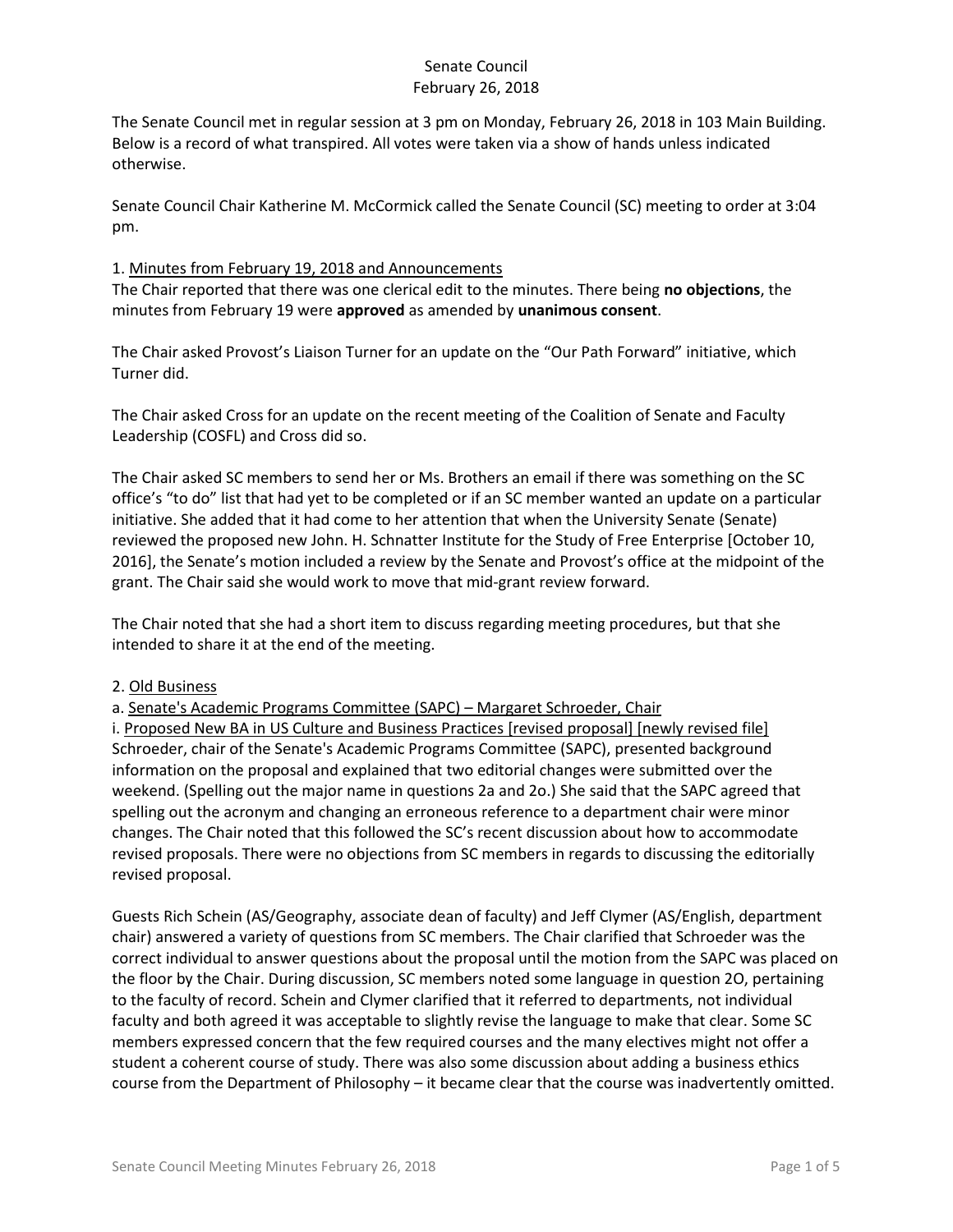# Senate Council
## February 26, 2018

The Senate Council met in regular session at 3 pm on Monday, February 26, 2018 in 103 Main Building. Below is a record of what transpired. All votes were taken via a show of hands unless indicated otherwise.

Senate Council Chair Katherine M. McCormick called the Senate Council (SC) meeting to order at 3:04 pm.

1. Minutes from February 19, 2018 and Announcements

The Chair reported that there was one clerical edit to the minutes. There being **no objections**, the minutes from February 19 were **approved** as amended by **unanimous consent**.

The Chair asked Provost's Liaison Turner for an update on the "Our Path Forward" initiative, which Turner did.

The Chair asked Cross for an update on the recent meeting of the Coalition of Senate and Faculty Leadership (COSFL) and Cross did so.

The Chair asked SC members to send her or Ms. Brothers an email if there was something on the SC office's "to do" list that had yet to be completed or if an SC member wanted an update on a particular initiative. She added that it had come to her attention that when the University Senate (Senate) reviewed the proposed new John. H. Schnatter Institute for the Study of Free Enterprise [October 10, 2016], the Senate's motion included a review by the Senate and Provost's office at the midpoint of the grant. The Chair said she would work to move that mid-grant review forward.

The Chair noted that she had a short item to discuss regarding meeting procedures, but that she intended to share it at the end of the meeting.

2. Old Business

a. Senate's Academic Programs Committee (SAPC) – Margaret Schroeder, Chair

i. Proposed New BA in US Culture and Business Practices [revised proposal] [newly revised file]

Schroeder, chair of the Senate's Academic Programs Committee (SAPC), presented background information on the proposal and explained that two editorial changes were submitted over the weekend. (Spelling out the major name in questions 2a and 2o.) She said that the SAPC agreed that spelling out the acronym and changing an erroneous reference to a department chair were minor changes. The Chair noted that this followed the SC's recent discussion about how to accommodate revised proposals. There were no objections from SC members in regards to discussing the editorially revised proposal.

Guests Rich Schein (AS/Geography, associate dean of faculty) and Jeff Clymer (AS/English, department chair) answered a variety of questions from SC members. The Chair clarified that Schroeder was the correct individual to answer questions about the proposal until the motion from the SAPC was placed on the floor by the Chair. During discussion, SC members noted some language in question 2O, pertaining to the faculty of record. Schein and Clymer clarified that it referred to departments, not individual faculty and both agreed it was acceptable to slightly revise the language to make that clear. Some SC members expressed concern that the few required courses and the many electives might not offer a student a coherent course of study. There was also some discussion about adding a business ethics course from the Department of Philosophy – it became clear that the course was inadvertently omitted.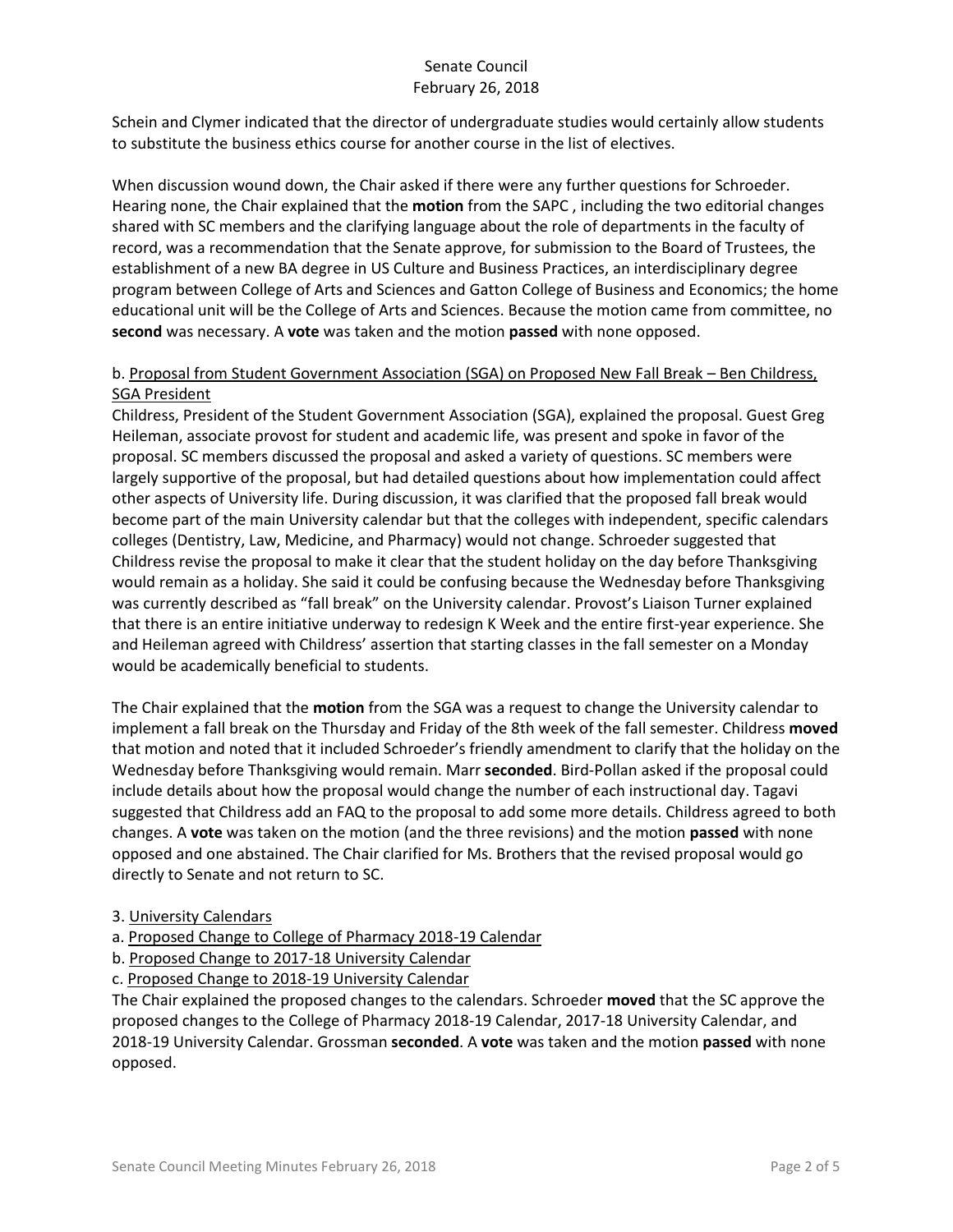Schein and Clymer indicated that the director of undergraduate studies would certainly allow students to substitute the business ethics course for another course in the list of electives.

When discussion wound down, the Chair asked if there were any further questions for Schroeder. Hearing none, the Chair explained that the **motion** from the SAPC , including the two editorial changes shared with SC members and the clarifying language about the role of departments in the faculty of record, was a recommendation that the Senate approve, for submission to the Board of Trustees, the establishment of a new BA degree in US Culture and Business Practices, an interdisciplinary degree program between College of Arts and Sciences and Gatton College of Business and Economics; the home educational unit will be the College of Arts and Sciences. Because the motion came from committee, no **second** was necessary. A **vote** was taken and the motion **passed** with none opposed.

b. Proposal from Student Government Association (SGA) on Proposed New Fall Break – Ben Childress, SGA President

Childress, President of the Student Government Association (SGA), explained the proposal. Guest Greg Heileman, associate provost for student and academic life, was present and spoke in favor of the proposal. SC members discussed the proposal and asked a variety of questions. SC members were largely supportive of the proposal, but had detailed questions about how implementation could affect other aspects of University life. During discussion, it was clarified that the proposed fall break would become part of the main University calendar but that the colleges with independent, specific calendars colleges (Dentistry, Law, Medicine, and Pharmacy) would not change. Schroeder suggested that Childress revise the proposal to make it clear that the student holiday on the day before Thanksgiving would remain as a holiday. She said it could be confusing because the Wednesday before Thanksgiving was currently described as "fall break" on the University calendar. Provost's Liaison Turner explained that there is an entire initiative underway to redesign K Week and the entire first-year experience. She and Heileman agreed with Childress' assertion that starting classes in the fall semester on a Monday would be academically beneficial to students.

The Chair explained that the **motion** from the SGA was a request to change the University calendar to implement a fall break on the Thursday and Friday of the 8th week of the fall semester. Childress **moved** that motion and noted that it included Schroeder's friendly amendment to clarify that the holiday on the Wednesday before Thanksgiving would remain. Marr **seconded**. Bird-Pollan asked if the proposal could include details about how the proposal would change the number of each instructional day. Tagavi suggested that Childress add an FAQ to the proposal to add some more details. Childress agreed to both changes. A **vote** was taken on the motion (and the three revisions) and the motion **passed** with none opposed and one abstained. The Chair clarified for Ms. Brothers that the revised proposal would go directly to Senate and not return to SC.

3. University Calendars

a. Proposed Change to College of Pharmacy 2018-19 Calendar

b. Proposed Change to 2017-18 University Calendar

c. Proposed Change to 2018-19 University Calendar

The Chair explained the proposed changes to the calendars. Schroeder **moved** that the SC approve the proposed changes to the College of Pharmacy 2018-19 Calendar, 2017-18 University Calendar, and 2018-19 University Calendar. Grossman **seconded**. A **vote** was taken and the motion **passed** with none opposed.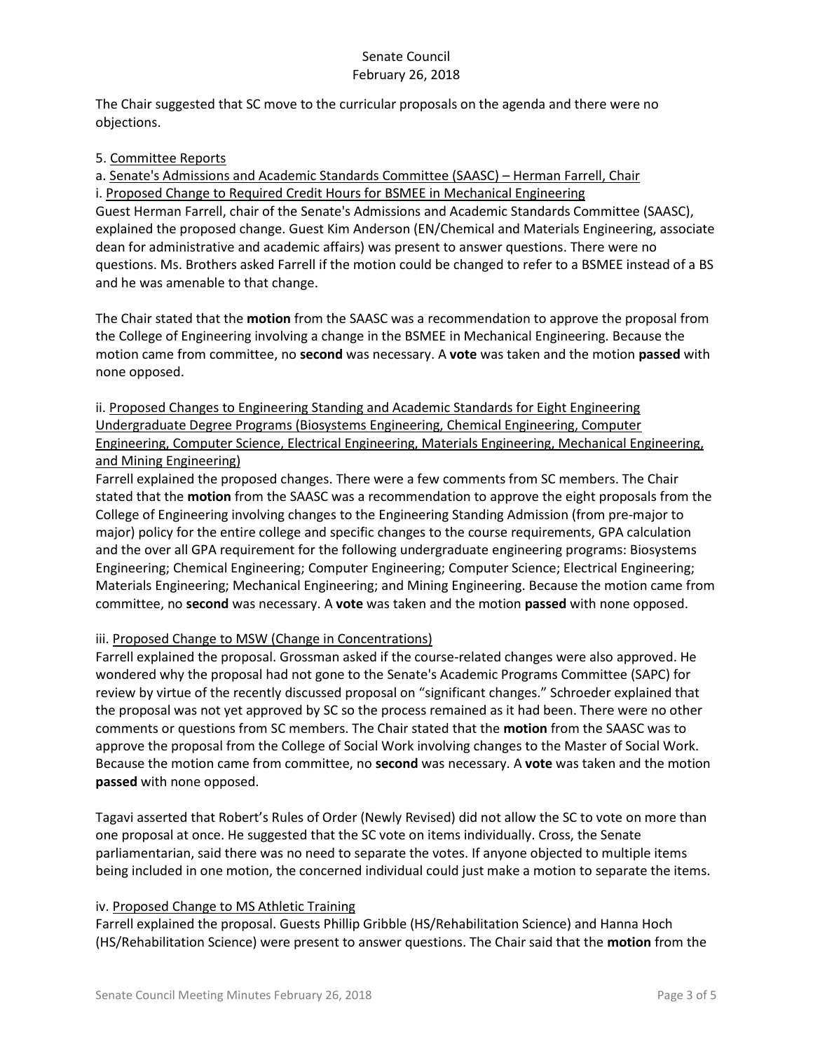The Chair suggested that SC move to the curricular proposals on the agenda and there were no objections.

5. Committee Reports

a. Senate's Admissions and Academic Standards Committee (SAASC) – Herman Farrell, Chair

i. Proposed Change to Required Credit Hours for BSMEE in Mechanical Engineering

Guest Herman Farrell, chair of the Senate's Admissions and Academic Standards Committee (SAASC), explained the proposed change. Guest Kim Anderson (EN/Chemical and Materials Engineering, associate dean for administrative and academic affairs) was present to answer questions. There were no questions. Ms. Brothers asked Farrell if the motion could be changed to refer to a BSMEE instead of a BS and he was amenable to that change.

The Chair stated that the **motion** from the SAASC was a recommendation to approve the proposal from the College of Engineering involving a change in the BSMEE in Mechanical Engineering. Because the motion came from committee, no **second** was necessary. A **vote** was taken and the motion **passed** with none opposed.

ii. Proposed Changes to Engineering Standing and Academic Standards for Eight Engineering Undergraduate Degree Programs (Biosystems Engineering, Chemical Engineering, Computer Engineering, Computer Science, Electrical Engineering, Materials Engineering, Mechanical Engineering, and Mining Engineering)

Farrell explained the proposed changes. There were a few comments from SC members. The Chair stated that the **motion** from the SAASC was a recommendation to approve the eight proposals from the College of Engineering involving changes to the Engineering Standing Admission (from pre-major to major) policy for the entire college and specific changes to the course requirements, GPA calculation and the over all GPA requirement for the following undergraduate engineering programs: Biosystems Engineering; Chemical Engineering; Computer Engineering; Computer Science; Electrical Engineering; Materials Engineering; Mechanical Engineering; and Mining Engineering. Because the motion came from committee, no **second** was necessary. A **vote** was taken and the motion **passed** with none opposed.

iii. Proposed Change to MSW (Change in Concentrations)

Farrell explained the proposal. Grossman asked if the course-related changes were also approved. He wondered why the proposal had not gone to the Senate's Academic Programs Committee (SAPC) for review by virtue of the recently discussed proposal on "significant changes." Schroeder explained that the proposal was not yet approved by SC so the process remained as it had been. There were no other comments or questions from SC members. The Chair stated that the **motion** from the SAASC was to approve the proposal from the College of Social Work involving changes to the Master of Social Work. Because the motion came from committee, no **second** was necessary. A **vote** was taken and the motion **passed** with none opposed.

Tagavi asserted that Robert's Rules of Order (Newly Revised) did not allow the SC to vote on more than one proposal at once. He suggested that the SC vote on items individually. Cross, the Senate parliamentarian, said there was no need to separate the votes. If anyone objected to multiple items being included in one motion, the concerned individual could just make a motion to separate the items.

iv. Proposed Change to MS Athletic Training

Farrell explained the proposal. Guests Phillip Gribble (HS/Rehabilitation Science) and Hanna Hoch (HS/Rehabilitation Science) were present to answer questions. The Chair said that the **motion** from the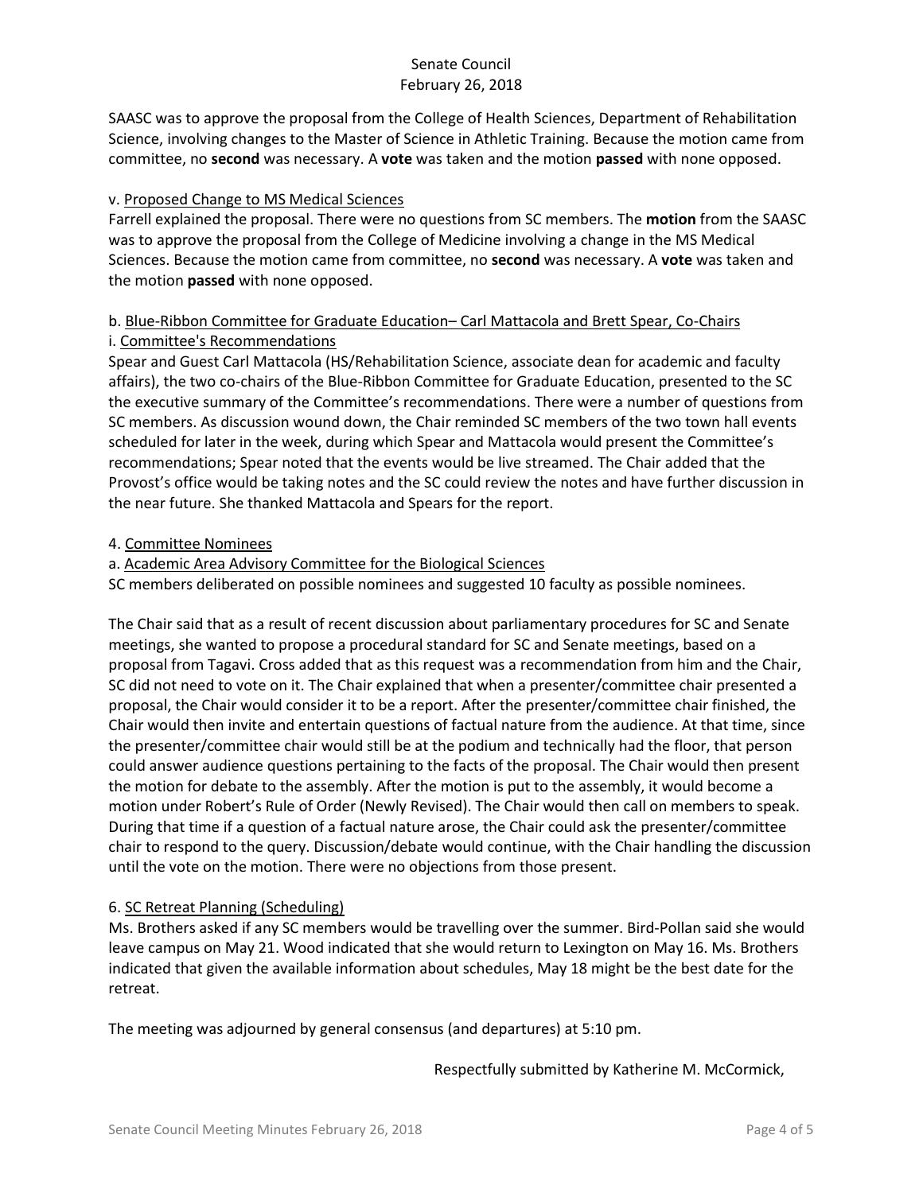SAASC was to approve the proposal from the College of Health Sciences, Department of Rehabilitation Science, involving changes to the Master of Science in Athletic Training. Because the motion came from committee, no **second** was necessary. A **vote** was taken and the motion **passed** with none opposed.

v. Proposed Change to MS Medical Sciences

Farrell explained the proposal. There were no questions from SC members. The **motion** from the SAASC was to approve the proposal from the College of Medicine involving a change in the MS Medical Sciences. Because the motion came from committee, no **second** was necessary. A **vote** was taken and the motion **passed** with none opposed.

b. Blue-Ribbon Committee for Graduate Education– Carl Mattacola and Brett Spear, Co-Chairs

i. Committee's Recommendations

Spear and Guest Carl Mattacola (HS/Rehabilitation Science, associate dean for academic and faculty affairs), the two co-chairs of the Blue-Ribbon Committee for Graduate Education, presented to the SC the executive summary of the Committee's recommendations. There were a number of questions from SC members. As discussion wound down, the Chair reminded SC members of the two town hall events scheduled for later in the week, during which Spear and Mattacola would present the Committee's recommendations; Spear noted that the events would be live streamed. The Chair added that the Provost's office would be taking notes and the SC could review the notes and have further discussion in the near future. She thanked Mattacola and Spears for the report.

4. Committee Nominees

a. Academic Area Advisory Committee for the Biological Sciences

SC members deliberated on possible nominees and suggested 10 faculty as possible nominees.

The Chair said that as a result of recent discussion about parliamentary procedures for SC and Senate meetings, she wanted to propose a procedural standard for SC and Senate meetings, based on a proposal from Tagavi. Cross added that as this request was a recommendation from him and the Chair, SC did not need to vote on it. The Chair explained that when a presenter/committee chair presented a proposal, the Chair would consider it to be a report. After the presenter/committee chair finished, the Chair would then invite and entertain questions of factual nature from the audience. At that time, since the presenter/committee chair would still be at the podium and technically had the floor, that person could answer audience questions pertaining to the facts of the proposal. The Chair would then present the motion for debate to the assembly. After the motion is put to the assembly, it would become a motion under Robert's Rule of Order (Newly Revised). The Chair would then call on members to speak. During that time if a question of a factual nature arose, the Chair could ask the presenter/committee chair to respond to the query. Discussion/debate would continue, with the Chair handling the discussion until the vote on the motion. There were no objections from those present.

6. SC Retreat Planning (Scheduling)

Ms. Brothers asked if any SC members would be travelling over the summer. Bird-Pollan said she would leave campus on May 21. Wood indicated that she would return to Lexington on May 16. Ms. Brothers indicated that given the available information about schedules, May 18 might be the best date for the retreat.

The meeting was adjourned by general consensus (and departures) at 5:10 pm.

Respectfully submitted by Katherine M. McCormick,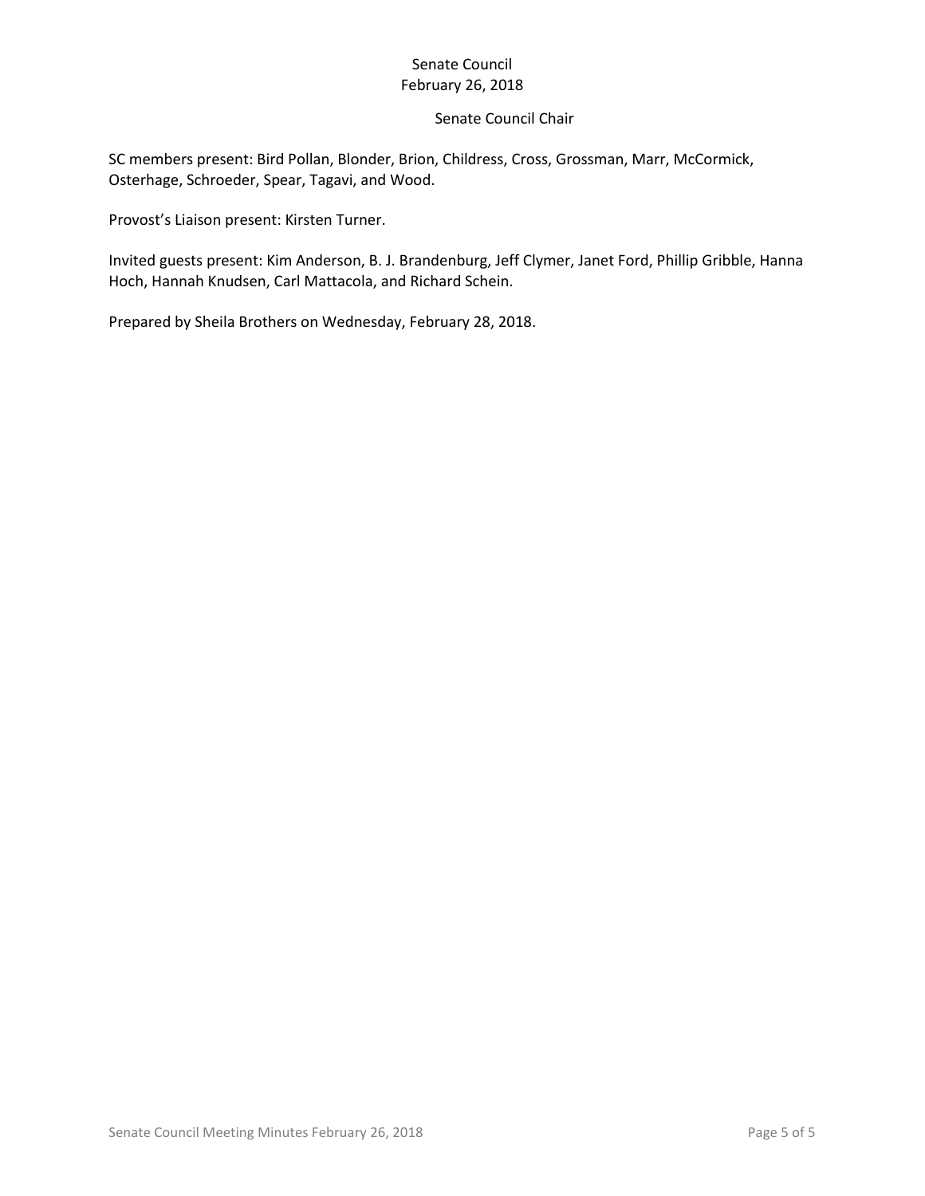Senate Council
February 26, 2018

Senate Council Chair

SC members present: Bird Pollan, Blonder, Brion, Childress, Cross, Grossman, Marr, McCormick, Osterhage, Schroeder, Spear, Tagavi, and Wood.

Provost's Liaison present: Kirsten Turner.

Invited guests present: Kim Anderson, B. J. Brandenburg, Jeff Clymer, Janet Ford, Phillip Gribble, Hanna Hoch, Hannah Knudsen, Carl Mattacola, and Richard Schein.

Prepared by Sheila Brothers on Wednesday, February 28, 2018.